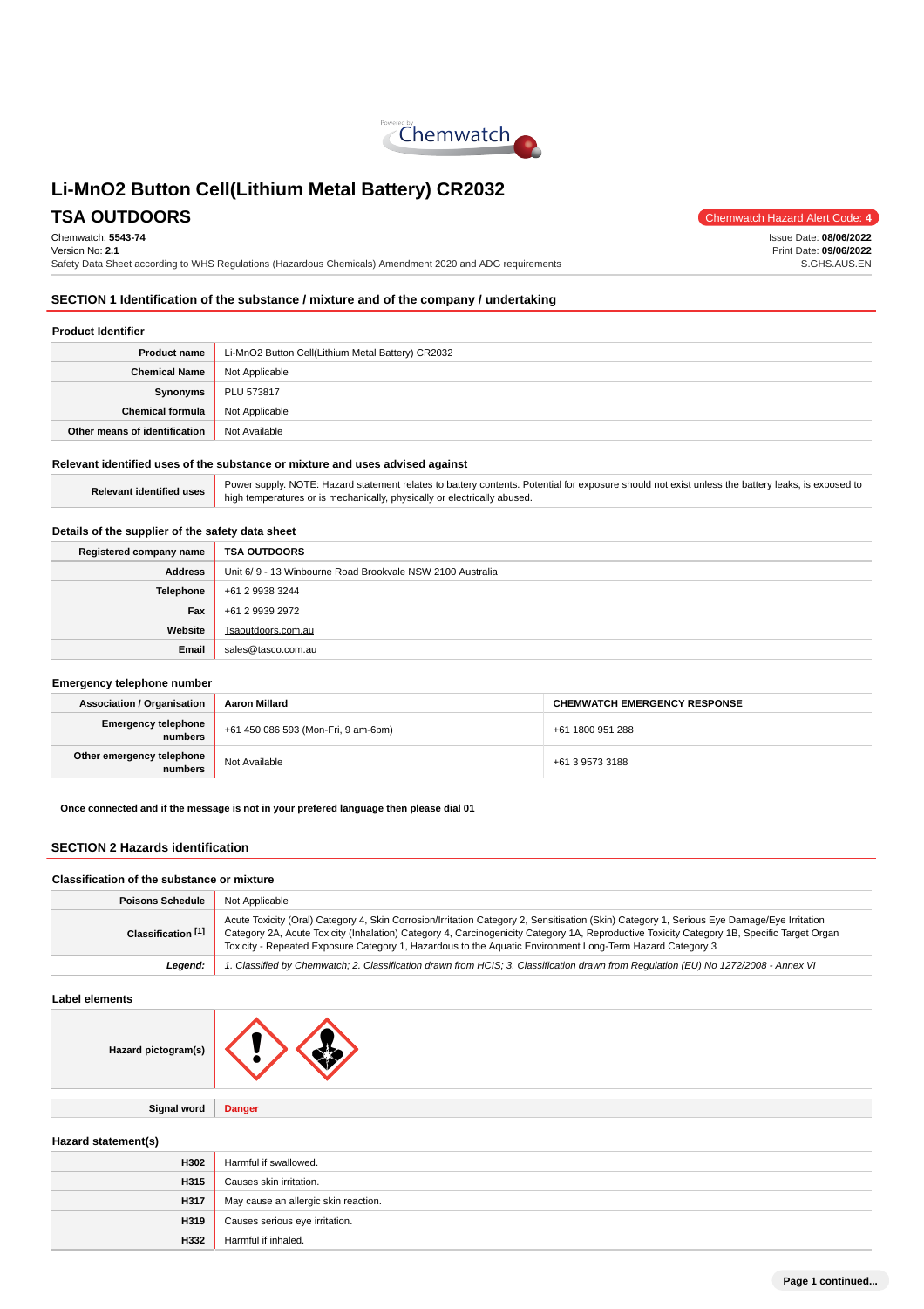# Li-MnO2 Button Cell(Lithium Metal Battery) CR2032

## TSA OUTDOORS

Chemwatch Hazard Alert Code: 4

Chemwatch: **5543-74**
Version No: **2.1**
Safety Data Sheet according to WHS Regulations (Hazardous Chemicals) Amendment 2020 and ADG requirements

Issue Date: **08/06/2022**
Print Date: **09/06/2022**
S.GHS.AUS.EN

## SECTION 1 Identification of the substance / mixture and of the company / undertaking

### Product Identifier

| | |
|---|---|
| **Product name** | Li-MnO2 Button Cell(Lithium Metal Battery) CR2032 |
| **Chemical Name** | Not Applicable |
| **Synonyms** | PLU 573817 |
| **Chemical formula** | Not Applicable |
| **Other means of identification** | Not Available |

### Relevant identified uses of the substance or mixture and uses advised against

| | |
|---|---|
| **Relevant identified uses** | Power supply. NOTE: Hazard statement relates to battery contents. Potential for exposure should not exist unless the battery leaks, is exposed to high temperatures or is mechanically, physically or electrically abused. |

### Details of the supplier of the safety data sheet

| | |
|---|---|
| **Registered company name** | **TSA OUTDOORS** |
| **Address** | Unit 6/ 9 - 13 Winbourne Road Brookvale NSW 2100 Australia |
| **Telephone** | +61 2 9938 3244 |
| **Fax** | +61 2 9939 2972 |
| **Website** | Tsaoutdoors.com.au |
| **Email** | sales@tasco.com.au |

### Emergency telephone number

| **Association / Organisation** | **Aaron Millard** | **CHEMWATCH EMERGENCY RESPONSE** |
|---|---|---|
| **Emergency telephone numbers** | +61 450 086 593 (Mon-Fri, 9 am-6pm) | +61 1800 951 288 |
| **Other emergency telephone numbers** | Not Available | +61 3 9573 3188 |

**Once connected and if the message is not in your prefered language then please dial 01**

## SECTION 2 Hazards identification

### Classification of the substance or mixture

| | |
|---|---|
| **Poisons Schedule** | Not Applicable |
| **Classification [1]** | Acute Toxicity (Oral) Category 4, Skin Corrosion/Irritation Category 2, Sensitisation (Skin) Category 1, Serious Eye Damage/Eye Irritation Category 2A, Acute Toxicity (Inhalation) Category 4, Carcinogenicity Category 1A, Reproductive Toxicity Category 1B, Specific Target Organ Toxicity - Repeated Exposure Category 1, Hazardous to the Aquatic Environment Long-Term Hazard Category 3 |
| ***Legend:*** | *1. Classified by Chemwatch; 2. Classification drawn from HCIS; 3. Classification drawn from Regulation (EU) No 1272/2008 - Annex VI* |

### Label elements

| | |
|---|---|
| **Hazard pictogram(s)** | |
| **Signal word** | **Danger** |

### Hazard statement(s)

| | |
|---|---|
| **H302** | Harmful if swallowed. |
| **H315** | Causes skin irritation. |
| **H317** | May cause an allergic skin reaction. |
| **H319** | Causes serious eye irritation. |
| **H332** | Harmful if inhaled. |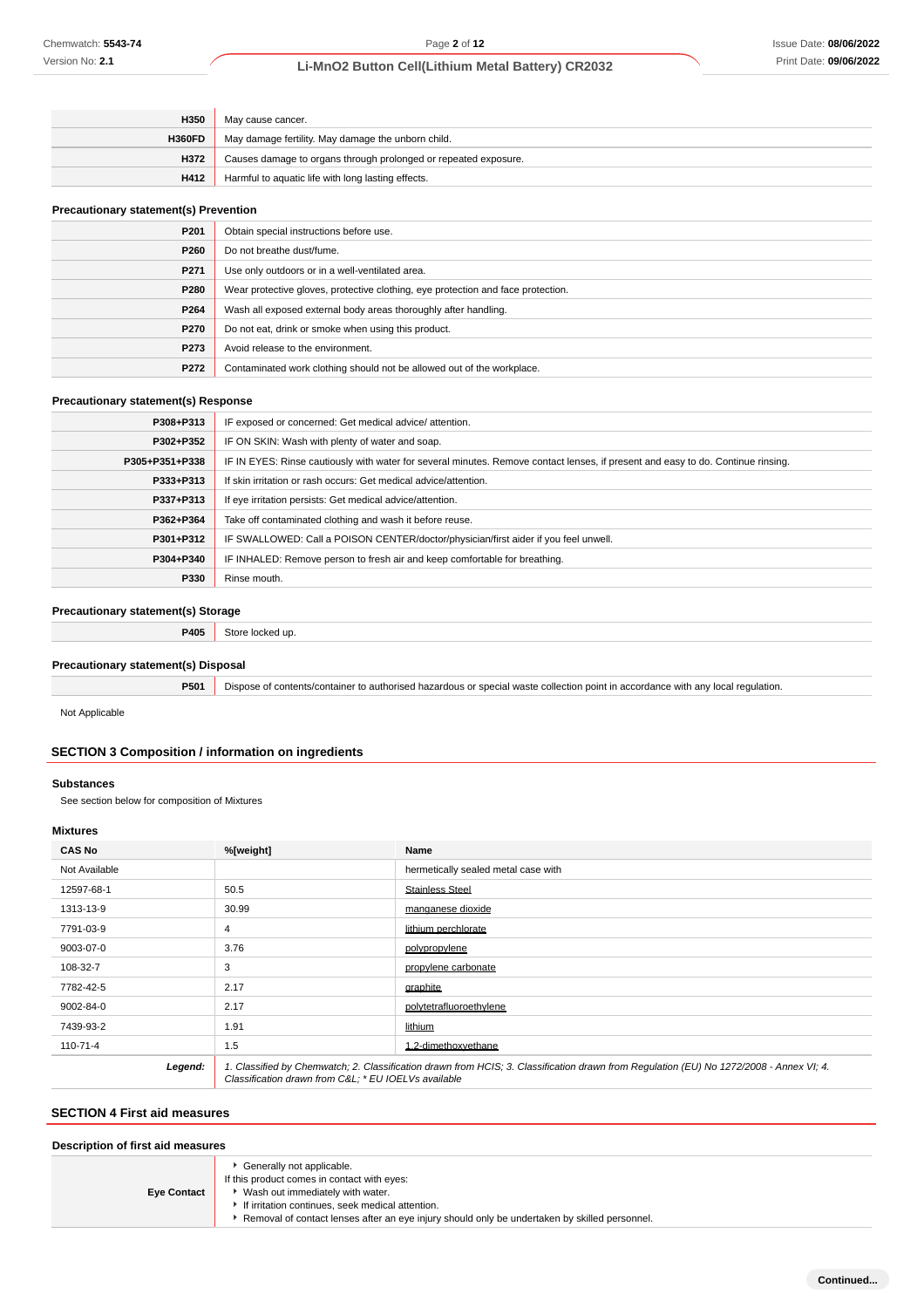| | |
|---|---|
| **H350** | May cause cancer. |
| **H360FD** | May damage fertility. May damage the unborn child. |
| **H372** | Causes damage to organs through prolonged or repeated exposure. |
| **H412** | Harmful to aquatic life with long lasting effects. |

### Precautionary statement(s) Prevention

| | |
|---|---|
| **P201** | Obtain special instructions before use. |
| **P260** | Do not breathe dust/fume. |
| **P271** | Use only outdoors or in a well-ventilated area. |
| **P280** | Wear protective gloves, protective clothing, eye protection and face protection. |
| **P264** | Wash all exposed external body areas thoroughly after handling. |
| **P270** | Do not eat, drink or smoke when using this product. |
| **P273** | Avoid release to the environment. |
| **P272** | Contaminated work clothing should not be allowed out of the workplace. |

### Precautionary statement(s) Response

| | |
|---|---|
| **P308+P313** | IF exposed or concerned: Get medical advice/ attention. |
| **P302+P352** | IF ON SKIN: Wash with plenty of water and soap. |
| **P305+P351+P338** | IF IN EYES: Rinse cautiously with water for several minutes. Remove contact lenses, if present and easy to do. Continue rinsing. |
| **P333+P313** | If skin irritation or rash occurs: Get medical advice/attention. |
| **P337+P313** | If eye irritation persists: Get medical advice/attention. |
| **P362+P364** | Take off contaminated clothing and wash it before reuse. |
| **P301+P312** | IF SWALLOWED: Call a POISON CENTER/doctor/physician/first aider if you feel unwell. |
| **P304+P340** | IF INHALED: Remove person to fresh air and keep comfortable for breathing. |
| **P330** | Rinse mouth. |

### Precautionary statement(s) Storage

| | |
|---|---|
| **P405** | Store locked up. |

### Precautionary statement(s) Disposal

| | |
|---|---|
| **P501** | Dispose of contents/container to authorised hazardous or special waste collection point in accordance with any local regulation. |

Not Applicable

## SECTION 3 Composition / information on ingredients

### Substances

See section below for composition of Mixtures

### Mixtures

| CAS No | %[weight] | Name |
|---|---|---|
| Not Available | | hermetically sealed metal case with |
| 12597-68-1 | 50.5 | Stainless Steel |
| 1313-13-9 | 30.99 | manganese dioxide |
| 7791-03-9 | 4 | lithium perchlorate |
| 9003-07-0 | 3.76 | polypropylene |
| 108-32-7 | 3 | propylene carbonate |
| 7782-42-5 | 2.17 | graphite |
| 9002-84-0 | 2.17 | polytetrafluoroethylene |
| 7439-93-2 | 1.91 | lithium |
| 110-71-4 | 1.5 | 1,2-dimethoxyethane |
| ***Legend:*** | *1. Classified by Chemwatch; 2. Classification drawn from HCIS; 3. Classification drawn from Regulation (EU) No 1272/2008 - Annex VI; 4. Classification drawn from C&L; * EU IOELVs available* | |

## SECTION 4 First aid measures

### Description of first aid measures

| | |
|---|---|
| **Eye Contact** | ▸ Generally not applicable.<br>If this product comes in contact with eyes:<br>▸ Wash out immediately with water.<br>▸ If irritation continues, seek medical attention.<br>▸ Removal of contact lenses after an eye injury should only be undertaken by skilled personnel. |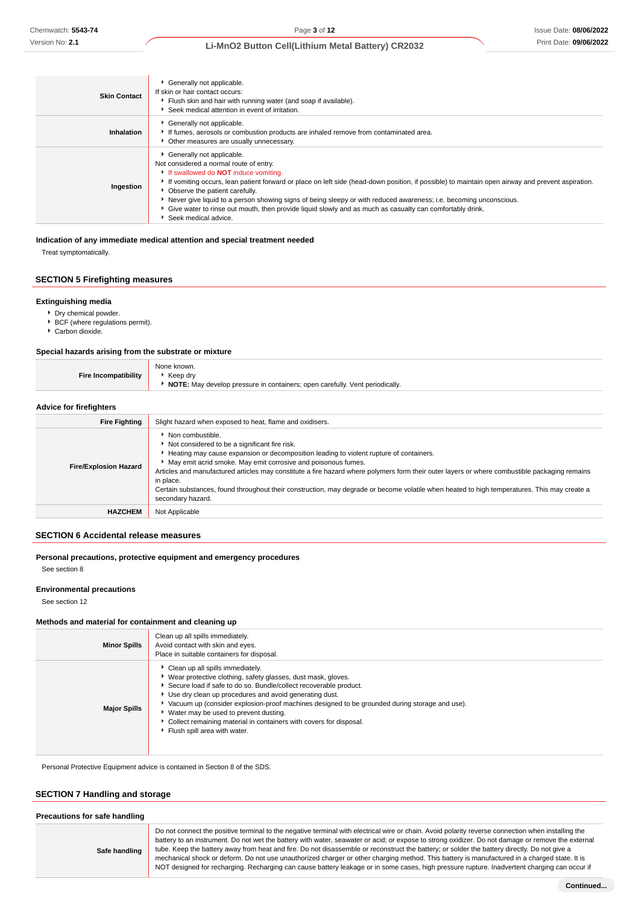| | |
|---|---|
| **Skin Contact** | ▸ Generally not applicable.<br>If skin or hair contact occurs:<br>▸ Flush skin and hair with running water (and soap if available).<br>▸ Seek medical attention in event of irritation. |
| **Inhalation** | ▸ Generally not applicable.<br>▸ If fumes, aerosols or combustion products are inhaled remove from contaminated area.<br>▸ Other measures are usually unnecessary. |
| **Ingestion** | ▸ Generally not applicable.<br>Not considered a normal route of entry.<br>▸ If swallowed do **NOT** induce vomiting.<br>▸ If vomiting occurs, lean patient forward or place on left side (head-down position, if possible) to maintain open airway and prevent aspiration.<br>▸ Observe the patient carefully.<br>▸ Never give liquid to a person showing signs of being sleepy or with reduced awareness; i.e. becoming unconscious.<br>▸ Give water to rinse out mouth, then provide liquid slowly and as much as casualty can comfortably drink.<br>▸ Seek medical advice. |

### Indication of any immediate medical attention and special treatment needed

Treat symptomatically.

## SECTION 5 Firefighting measures

### Extinguishing media

- Dry chemical powder.
- BCF (where regulations permit).
- Carbon dioxide.

### Special hazards arising from the substrate or mixture

| | |
|---|---|
| **Fire Incompatibility** | None known.<br>▸ Keep dry<br>▸ **NOTE:** May develop pressure in containers; open carefully. Vent periodically. |

### Advice for firefighters

| | |
|---|---|
| **Fire Fighting** | Slight hazard when exposed to heat, flame and oxidisers. |
| **Fire/Explosion Hazard** | ▸ Non combustible.<br>▸ Not considered to be a significant fire risk.<br>▸ Heating may cause expansion or decomposition leading to violent rupture of containers.<br>▸ May emit acrid smoke. May emit corrosive and poisonous fumes.<br>Articles and manufactured articles may constitute a fire hazard where polymers form their outer layers or where combustible packaging remains in place.<br>Certain substances, found throughout their construction, may degrade or become volatile when heated to high temperatures. This may create a secondary hazard. |
| **HAZCHEM** | Not Applicable |

## SECTION 6 Accidental release measures

### Personal precautions, protective equipment and emergency procedures

See section 8

### Environmental precautions

See section 12

### Methods and material for containment and cleaning up

| | |
|---|---|
| **Minor Spills** | Clean up all spills immediately.<br>Avoid contact with skin and eyes.<br>Place in suitable containers for disposal. |
| **Major Spills** | ▸ Clean up all spills immediately.<br>▸ Wear protective clothing, safety glasses, dust mask, gloves.<br>▸ Secure load if safe to do so. Bundle/collect recoverable product.<br>▸ Use dry clean up procedures and avoid generating dust.<br>▸ Vacuum up (consider explosion-proof machines designed to be grounded during storage and use).<br>▸ Water may be used to prevent dusting.<br>▸ Collect remaining material in containers with covers for disposal.<br>▸ Flush spill area with water. |

Personal Protective Equipment advice is contained in Section 8 of the SDS.

## SECTION 7 Handling and storage

### Precautions for safe handling

| | |
|---|---|
| **Safe handling** | Do not connect the positive terminal to the negative terminal with electrical wire or chain. Avoid polarity reverse connection when installing the battery to an instrument. Do not wet the battery with water, seawater or acid; or expose to strong oxidizer. Do not damage or remove the external tube. Keep the battery away from heat and fire. Do not disassemble or reconstruct the battery; or solder the battery directly. Do not give a mechanical shock or deform. Do not use unauthorized charger or other charging method. This battery is manufactured in a charged state. It is NOT designed for recharging. Recharging can cause battery leakage or in some cases, high pressure rupture. Inadvertent charging can occur if |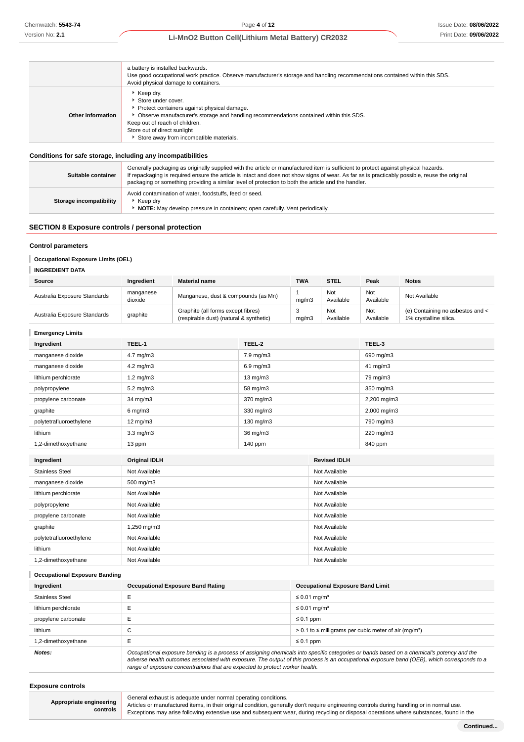| | |
|---|---|
| | a battery is installed backwards.<br>Use good occupational work practice. Observe manufacturer's storage and handling recommendations contained within this SDS.<br>Avoid physical damage to containers. |
| **Other information** | ▸ Keep dry.<br>▸ Store under cover.<br>▸ Protect containers against physical damage.<br>▸ Observe manufacturer's storage and handling recommendations contained within this SDS.<br>Keep out of reach of children.<br>Store out of direct sunlight<br>▸ Store away from incompatible materials. |

### Conditions for safe storage, including any incompatibilities

| | |
|---|---|
| **Suitable container** | Generally packaging as originally supplied with the article or manufactured item is sufficient to protect against physical hazards.<br>If repackaging is required ensure the article is intact and does not show signs of wear. As far as is practicably possible, reuse the original packaging or something providing a similar level of protection to both the article and the handler. |
| **Storage incompatibility** | Avoid contamination of water, foodstuffs, feed or seed.<br>▸ Keep dry<br>▸ **NOTE:** May develop pressure in containers; open carefully. Vent periodically. |

## SECTION 8 Exposure controls / personal protection

### Control parameters

**Occupational Exposure Limits (OEL)**

**INGREDIENT DATA**

| Source | Ingredient | Material name | TWA | STEL | Peak | Notes |
|---|---|---|---|---|---|---|
| Australia Exposure Standards | manganese dioxide | Manganese, dust & compounds (as Mn) | 1 mg/m3 | Not Available | Not Available | Not Available |
| Australia Exposure Standards | graphite | Graphite (all forms except fibres) (respirable dust) (natural & synthetic) | 3 mg/m3 | Not Available | Not Available | (e) Containing no asbestos and < 1% crystalline silica. |

**Emergency Limits**

| Ingredient | TEEL-1 | TEEL-2 | TEEL-3 |
|---|---|---|---|
| manganese dioxide | 4.7 mg/m3 | 7.9 mg/m3 | 690 mg/m3 |
| manganese dioxide | 4.2 mg/m3 | 6.9 mg/m3 | 41 mg/m3 |
| lithium perchlorate | 1.2 mg/m3 | 13 mg/m3 | 79 mg/m3 |
| polypropylene | 5.2 mg/m3 | 58 mg/m3 | 350 mg/m3 |
| propylene carbonate | 34 mg/m3 | 370 mg/m3 | 2,200 mg/m3 |
| graphite | 6 mg/m3 | 330 mg/m3 | 2,000 mg/m3 |
| polytetrafluoroethylene | 12 mg/m3 | 130 mg/m3 | 790 mg/m3 |
| lithium | 3.3 mg/m3 | 36 mg/m3 | 220 mg/m3 |
| 1,2-dimethoxyethane | 13 ppm | 140 ppm | 840 ppm |

| Ingredient | Original IDLH | Revised IDLH |
|---|---|---|
| Stainless Steel | Not Available | Not Available |
| manganese dioxide | 500 mg/m3 | Not Available |
| lithium perchlorate | Not Available | Not Available |
| polypropylene | Not Available | Not Available |
| propylene carbonate | Not Available | Not Available |
| graphite | 1,250 mg/m3 | Not Available |
| polytetrafluoroethylene | Not Available | Not Available |
| lithium | Not Available | Not Available |
| 1,2-dimethoxyethane | Not Available | Not Available |

**Occupational Exposure Banding**

| Ingredient | Occupational Exposure Band Rating | Occupational Exposure Band Limit |
|---|---|---|
| Stainless Steel | E | ≤ 0.01 mg/m³ |
| lithium perchlorate | E | ≤ 0.01 mg/m³ |
| propylene carbonate | E | ≤ 0.1 ppm |
| lithium | C | > 0.1 to ≤ milligrams per cubic meter of air (mg/m³) |
| 1,2-dimethoxyethane | E | ≤ 0.1 ppm |
| ***Notes:*** | *Occupational exposure banding is a process of assigning chemicals into specific categories or bands based on a chemical's potency and the adverse health outcomes associated with exposure. The output of this process is an occupational exposure band (OEB), which corresponds to a range of exposure concentrations that are expected to protect worker health.* | |

### Exposure controls

| | |
|---|---|
| **Appropriate engineering controls** | General exhaust is adequate under normal operating conditions.<br>Articles or manufactured items, in their original condition, generally don't require engineering controls during handling or in normal use.<br>Exceptions may arise following extensive use and subsequent wear, during recycling or disposal operations where substances, found in the |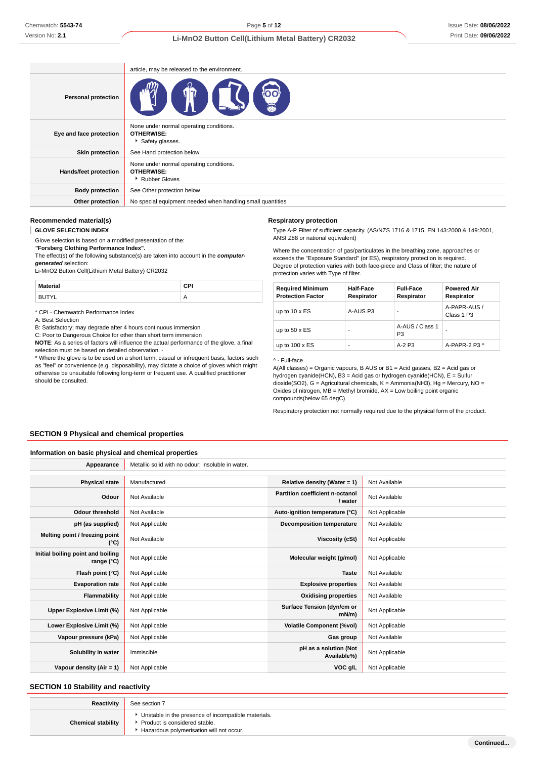| | |
|---|---|
| | article, may be released to the environment. |
| **Personal protection** | |
| **Eye and face protection** | None under normal operating conditions. **OTHERWISE:** <br>• Safety glasses. |
| **Skin protection** | See Hand protection below |
| **Hands/feet protection** | None under normal operating conditions. **OTHERWISE:** <br>• Rubber Gloves |
| **Body protection** | See Other protection below |
| **Other protection** | No special equipment needed when handling small quantities |

### Recommended material(s)

**GLOVE SELECTION INDEX**

Glove selection is based on a modified presentation of the:
***"Forsberg Clothing Performance Index".***
The effect(s) of the following substance(s) are taken into account in the ***computer-generated*** selection:
Li-MnO2 Button Cell(Lithium Metal Battery) CR2032

| Material | CPI |
|---|---|
| BUTYL | A |

\* CPI - Chemwatch Performance Index
A: Best Selection
B: Satisfactory; may degrade after 4 hours continuous immersion
C: Poor to Dangerous Choice for other than short term immersion
**NOTE**: As a series of factors will influence the actual performance of the glove, a final selection must be based on detailed observation. -
\* Where the glove is to be used on a short term, casual or infrequent basis, factors such as "feel" or convenience (e.g. disposability), may dictate a choice of gloves which might otherwise be unsuitable following long-term or frequent use. A qualified practitioner should be consulted.

### Respiratory protection

Type A-P Filter of sufficient capacity. (AS/NZS 1716 & 1715, EN 143:2000 & 149:2001, ANSI Z88 or national equivalent)

Where the concentration of gas/particulates in the breathing zone, approaches or exceeds the "Exposure Standard" (or ES), respiratory protection is required.
Degree of protection varies with both face-piece and Class of filter; the nature of protection varies with Type of filter.

| Required Minimum Protection Factor | Half-Face Respirator | Full-Face Respirator | Powered Air Respirator |
|---|---|---|---|
| up to 10 x ES | A-AUS P3 | - | A-PAPR-AUS / Class 1 P3 |
| up to 50 x ES | - | A-AUS / Class 1 P3 | - |
| up to 100 x ES | - | A-2 P3 | A-PAPR-2 P3 ^ |

^ - Full-face
A(All classes) = Organic vapours, B AUS or B1 = Acid gasses, B2 = Acid gas or hydrogen cyanide(HCN), B3 = Acid gas or hydrogen cyanide(HCN), E = Sulfur dioxide(SO2), G = Agricultural chemicals, K = Ammonia(NH3), Hg = Mercury, NO = Oxides of nitrogen, MB = Methyl bromide, AX = Low boiling point organic compounds(below 65 degC)

Respiratory protection not normally required due to the physical form of the product.

## SECTION 9 Physical and chemical properties

### Information on basic physical and chemical properties

| | | | |
|---|---|---|---|
| **Appearance** | Metallic solid with no odour; insoluble in water. | | |
| **Physical state** | Manufactured | **Relative density (Water = 1)** | Not Available |
| **Odour** | Not Available | **Partition coefficient n-octanol / water** | Not Available |
| **Odour threshold** | Not Available | **Auto-ignition temperature (°C)** | Not Applicable |
| **pH (as supplied)** | Not Applicable | **Decomposition temperature** | Not Available |
| **Melting point / freezing point (°C)** | Not Available | **Viscosity (cSt)** | Not Applicable |
| **Initial boiling point and boiling range (°C)** | Not Applicable | **Molecular weight (g/mol)** | Not Applicable |
| **Flash point (°C)** | Not Applicable | **Taste** | Not Available |
| **Evaporation rate** | Not Applicable | **Explosive properties** | Not Available |
| **Flammability** | Not Applicable | **Oxidising properties** | Not Available |
| **Upper Explosive Limit (%)** | Not Applicable | **Surface Tension (dyn/cm or mN/m)** | Not Applicable |
| **Lower Explosive Limit (%)** | Not Applicable | **Volatile Component (%vol)** | Not Applicable |
| **Vapour pressure (kPa)** | Not Applicable | **Gas group** | Not Available |
| **Solubility in water** | Immiscible | **pH as a solution (Not Available%)** | Not Applicable |
| **Vapour density (Air = 1)** | Not Applicable | **VOC g/L** | Not Applicable |

## SECTION 10 Stability and reactivity

| | |
|---|---|
| **Reactivity** | See section 7 |
| **Chemical stability** | • Unstable in the presence of incompatible materials.<br>• Product is considered stable.<br>• Hazardous polymerisation will not occur. |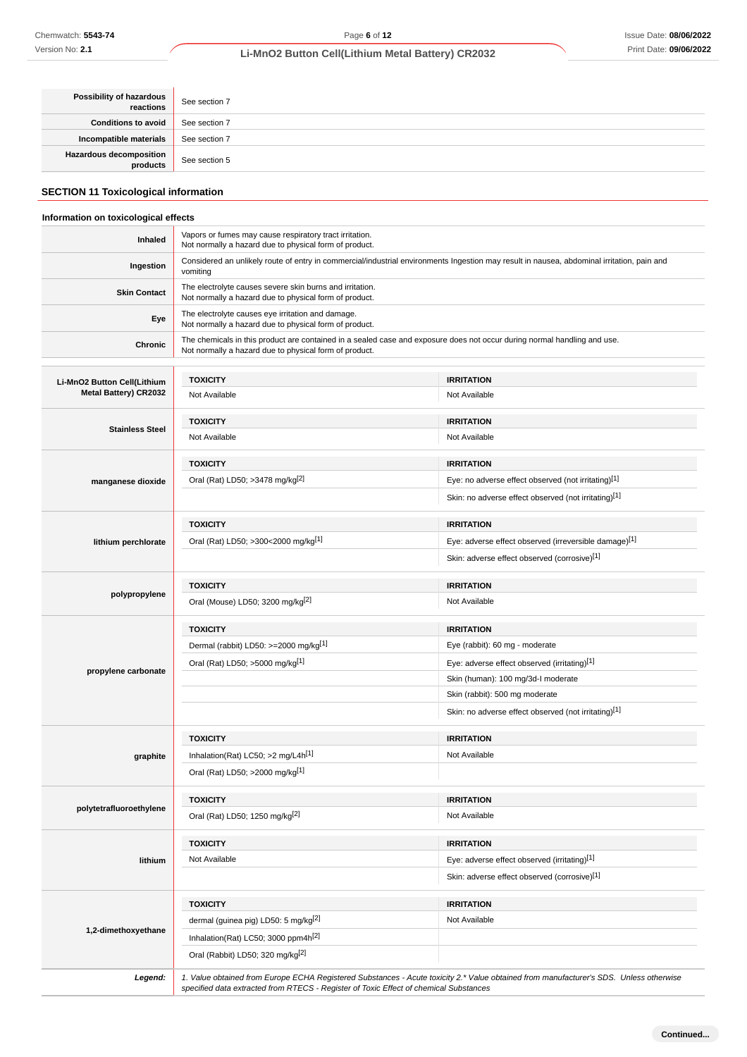| | |
|---|---|
| **Possibility of hazardous reactions** | See section 7 |
| **Conditions to avoid** | See section 7 |
| **Incompatible materials** | See section 7 |
| **Hazardous decomposition products** | See section 5 |

## SECTION 11 Toxicological information

### Information on toxicological effects

| | |
|---|---|
| **Inhaled** | Vapors or fumes may cause respiratory tract irritation.<br>Not normally a hazard due to physical form of product. |
| **Ingestion** | Considered an unlikely route of entry in commercial/industrial environments Ingestion may result in nausea, abdominal irritation, pain and vomiting |
| **Skin Contact** | The electrolyte causes severe skin burns and irritation.<br>Not normally a hazard due to physical form of product. |
| **Eye** | The electrolyte causes eye irritation and damage.<br>Not normally a hazard due to physical form of product. |
| **Chronic** | The chemicals in this product are contained in a sealed case and exposure does not occur during normal handling and use.<br>Not normally a hazard due to physical form of product. |

| | TOXICITY | IRRITATION |
|---|---|---|
| **Li-MnO2 Button Cell(Lithium Metal Battery) CR2032** | Not Available | Not Available |
| **Stainless Steel** | Not Available | Not Available |
| **manganese dioxide** | Oral (Rat) LD50; >3478 mg/kg[2] | Eye: no adverse effect observed (not irritating)[1] |
| | | Skin: no adverse effect observed (not irritating)[1] |
| **lithium perchlorate** | Oral (Rat) LD50; >300<2000 mg/kg[1] | Eye: adverse effect observed (irreversible damage)[1] |
| | | Skin: adverse effect observed (corrosive)[1] |
| **polypropylene** | Oral (Mouse) LD50; 3200 mg/kg[2] | Not Available |
| **propylene carbonate** | Dermal (rabbit) LD50: >=2000 mg/kg[1] | Eye (rabbit): 60 mg - moderate |
| | Oral (Rat) LD50; >5000 mg/kg[1] | Eye: adverse effect observed (irritating)[1] |
| | | Skin (human): 100 mg/3d-I moderate |
| | | Skin (rabbit): 500 mg moderate |
| | | Skin: no adverse effect observed (not irritating)[1] |
| **graphite** | Inhalation(Rat) LC50; >2 mg/L4h[1] | Not Available |
| | Oral (Rat) LD50; >2000 mg/kg[1] | |
| **polytetrafluoroethylene** | Oral (Rat) LD50; 1250 mg/kg[2] | Not Available |
| **lithium** | Not Available | Eye: adverse effect observed (irritating)[1] |
| | | Skin: adverse effect observed (corrosive)[1] |
| **1,2-dimethoxyethane** | dermal (guinea pig) LD50: 5 mg/kg[2] | Not Available |
| | Inhalation(Rat) LC50; 3000 ppm4h[2] | |
| | Oral (Rabbit) LD50; 320 mg/kg[2] | |

| | |
|---|---|
| ***Legend:*** | *1. Value obtained from Europe ECHA Registered Substances - Acute toxicity 2.\* Value obtained from manufacturer's SDS. Unless otherwise specified data extracted from RTECS - Register of Toxic Effect of chemical Substances* |

**Continued...**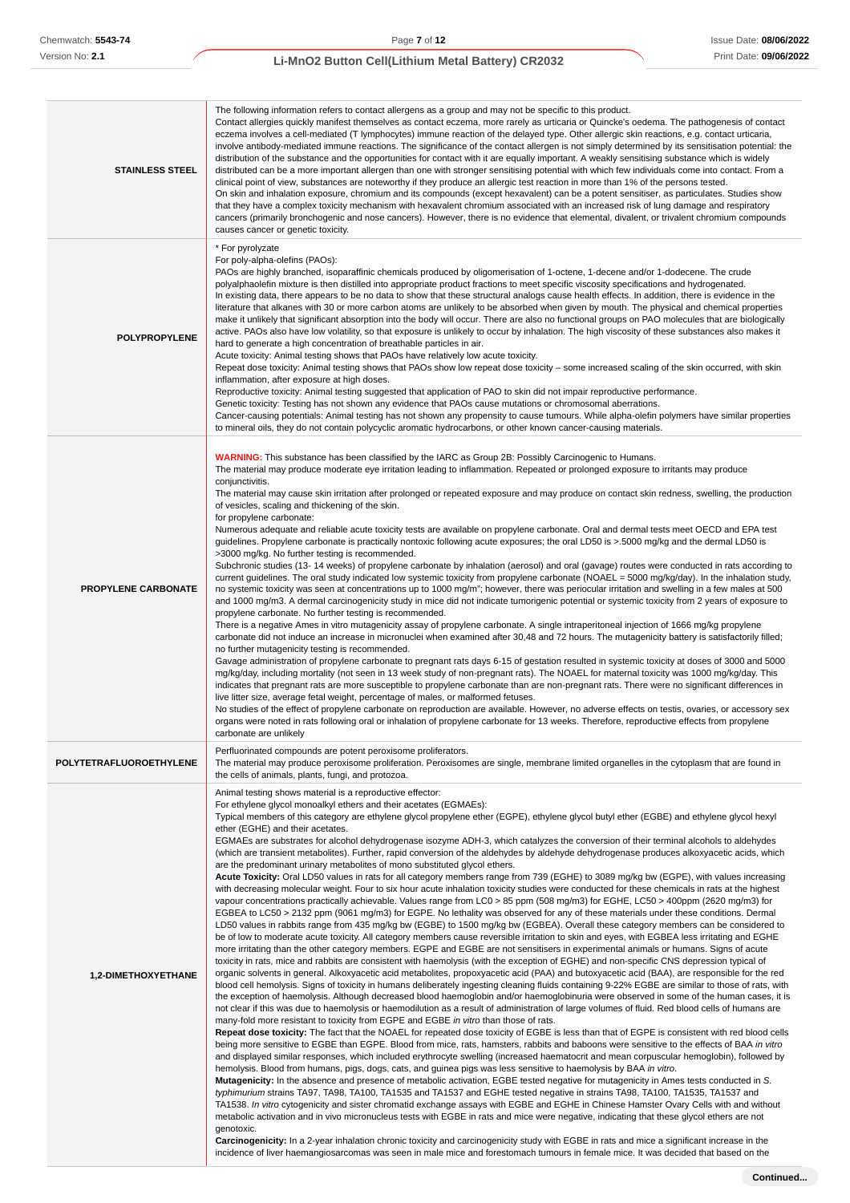| | |
|---|---|
| **STAINLESS STEEL** | The following information refers to contact allergens as a group and may not be specific to this product.<br>Contact allergies quickly manifest themselves as contact eczema, more rarely as urticaria or Quincke's oedema. The pathogenesis of contact eczema involves a cell-mediated (T lymphocytes) immune reaction of the delayed type. Other allergic skin reactions, e.g. contact urticaria, involve antibody-mediated immune reactions. The significance of the contact allergen is not simply determined by its sensitisation potential: the distribution of the substance and the opportunities for contact with it are equally important. A weakly sensitising substance which is widely distributed can be a more important allergen than one with stronger sensitising potential with which few individuals come into contact. From a clinical point of view, substances are noteworthy if they produce an allergic test reaction in more than 1% of the persons tested.<br>On skin and inhalation exposure, chromium and its compounds (except hexavalent) can be a potent sensitiser, as particulates. Studies show that they have a complex toxicity mechanism with hexavalent chromium associated with an increased risk of lung damage and respiratory cancers (primarily bronchogenic and nose cancers). However, there is no evidence that elemental, divalent, or trivalent chromium compounds causes cancer or genetic toxicity. |
| **POLYPROPYLENE** | * For pyrolyzate<br>For poly-alpha-olefins (PAOs):<br>PAOs are highly branched, isoparaffinic chemicals produced by oligomerisation of 1-octene, 1-decene and/or 1-dodecene. The crude polyalphaolefin mixture is then distilled into appropriate product fractions to meet specific viscosity specifications and hydrogenated.<br>In existing data, there appears to be no data to show that these structural analogs cause health effects. In addition, there is evidence in the literature that alkanes with 30 or more carbon atoms are unlikely to be absorbed when given by mouth. The physical and chemical properties make it unlikely that significant absorption into the body will occur. There are also no functional groups on PAO molecules that are biologically active. PAOs also have low volatility, so that exposure is unlikely to occur by inhalation. The high viscosity of these substances also makes it hard to generate a high concentration of breathable particles in air.<br>Acute toxicity: Animal testing shows that PAOs have relatively low acute toxicity.<br>Repeat dose toxicity: Animal testing shows that PAOs show low repeat dose toxicity – some increased scaling of the skin occurred, with skin inflammation, after exposure at high doses.<br>Reproductive toxicity: Animal testing suggested that application of PAO to skin did not impair reproductive performance.<br>Genetic toxicity: Testing has not shown any evidence that PAOs cause mutations or chromosomal aberrations.<br>Cancer-causing potentials: Animal testing has not shown any propensity to cause tumours. While alpha-olefin polymers have similar properties to mineral oils, they do not contain polycyclic aromatic hydrocarbons, or other known cancer-causing materials. |
| **PROPYLENE CARBONATE** | **WARNING:** This substance has been classified by the IARC as Group 2B: Possibly Carcinogenic to Humans.<br>The material may produce moderate eye irritation leading to inflammation. Repeated or prolonged exposure to irritants may produce conjunctivitis.<br>The material may cause skin irritation after prolonged or repeated exposure and may produce on contact skin redness, swelling, the production of vesicles, scaling and thickening of the skin.<br>for propylene carbonate:<br>Numerous adequate and reliable acute toxicity tests are available on propylene carbonate. Oral and dermal tests meet OECD and EPA test guidelines. Propylene carbonate is practically nontoxic following acute exposures; the oral LD50 is >.5000 mg/kg and the dermal LD50 is >3000 mg/kg. No further testing is recommended.<br>Subchronic studies (13- 14 weeks) of propylene carbonate by inhalation (aerosol) and oral (gavage) routes were conducted in rats according to current guidelines. The oral study indicated low systemic toxicity from propylene carbonate (NOAEL = 5000 mg/kg/day). In the inhalation study, no systemic toxicity was seen at concentrations up to 1000 mg/m³; however, there was periocular irritation and swelling in a few males at 500 and 1000 mg/m3. A dermal carcinogenicity study in mice did not indicate tumorigenic potential or systemic toxicity from 2 years of exposure to propylene carbonate. No further testing is recommended.<br>There is a negative Ames in vitro mutagenicity assay of propylene carbonate. A single intraperitoneal injection of 1666 mg/kg propylene carbonate did not induce an increase in micronuclei when examined after 30,48 and 72 hours. The mutagenicity battery is satisfactorily filled; no further mutagenicity testing is recommended.<br>Gavage administration of propylene carbonate to pregnant rats days 6-15 of gestation resulted in systemic toxicity at doses of 3000 and 5000 mg/kg/day, including mortality (not seen in 13 week study of non-pregnant rats). The NOAEL for maternal toxicity was 1000 mg/kg/day. This indicates that pregnant rats are more susceptible to propylene carbonate than are non-pregnant rats. There were no significant differences in live litter size, average fetal weight, percentage of males, or malformed fetuses.<br>No studies of the effect of propylene carbonate on reproduction are available. However, no adverse effects on testis, ovaries, or accessory sex organs were noted in rats following oral or inhalation of propylene carbonate for 13 weeks. Therefore, reproductive effects from propylene carbonate are unlikely |
| **POLYTETRAFLUOROETHYLENE** | Perfluorinated compounds are potent peroxisome proliferators.<br>The material may produce peroxisome proliferation. Peroxisomes are single, membrane limited organelles in the cytoplasm that are found in the cells of animals, plants, fungi, and protozoa. |
| **1,2-DIMETHOXYETHANE** | Animal testing shows material is a reproductive effector:<br>For ethylene glycol monoalkyl ethers and their acetates (EGMAEs):<br>Typical members of this category are ethylene glycol propylene ether (EGPE), ethylene glycol butyl ether (EGBE) and ethylene glycol hexyl ether (EGHE) and their acetates.<br>EGMAEs are substrates for alcohol dehydrogenase isozyme ADH-3, which catalyzes the conversion of their terminal alcohols to aldehydes (which are transient metabolites). Further, rapid conversion of the aldehydes by aldehyde dehydrogenase produces alkoxyacetic acids, which are the predominant urinary metabolites of mono substituted glycol ethers.<br>**Acute Toxicity:** Oral LD50 values in rats for all category members range from 739 (EGHE) to 3089 mg/kg bw (EGPE), with values increasing with decreasing molecular weight. Four to six hour acute inhalation toxicity studies were conducted for these chemicals in rats at the highest vapour concentrations practically achievable. Values range from LC0 > 85 ppm (508 mg/m3) for EGHE, LC50 > 400ppm (2620 mg/m3) for EGBEA to LC50 > 2132 ppm (9061 mg/m3) for EGPE. No lethality was observed for any of these materials under these conditions. Dermal LD50 values in rabbits range from 435 mg/kg bw (EGBE) to 1500 mg/kg bw (EGBEA). Overall these category members can be considered to be of low to moderate acute toxicity. All category members cause reversible irritation to skin and eyes, with EGBEA less irritating and EGHE more irritating than the other category members. EGPE and EGBE are not sensitisers in experimental animals or humans. Signs of acute toxicity in rats, mice and rabbits are consistent with haemolysis (with the exception of EGHE) and non-specific CNS depression typical of organic solvents in general. Alkoxyacetic acid metabolites, propoxyacetic acid (PAA) and butoxyacetic acid (BAA), are responsible for the red blood cell hemolysis. Signs of toxicity in humans deliberately ingesting cleaning fluids containing 9-22% EGBE are similar to those of rats, with the exception of haemolysis. Although decreased blood haemoglobin and/or haemoglobinuria were observed in some of the human cases, it is not clear if this was due to haemolysis or haemodilution as a result of administration of large volumes of fluid. Red blood cells of humans are many-fold more resistant to toxicity from EGPE and EGBE *in vitro* than those of rats.<br>**Repeat dose toxicity:** The fact that the NOAEL for repeated dose toxicity of EGBE is less than that of EGPE is consistent with red blood cells being more sensitive to EGBE than EGPE. Blood from mice, rats, hamsters, rabbits and baboons were sensitive to the effects of BAA *in vitro* and displayed similar responses, which included erythrocyte swelling (increased haematocrit and mean corpuscular hemoglobin), followed by hemolysis. Blood from humans, pigs, dogs, cats, and guinea pigs was less sensitive to haemolysis by BAA *in vitro*.<br>**Mutagenicity:** In the absence and presence of metabolic activation, EGBE tested negative for mutagenicity in Ames tests conducted in *S. typhimurium* strains TA97, TA98, TA100, TA1535 and TA1537 and EGHE tested negative in strains TA98, TA100, TA1535, TA1537 and TA1538. *In vitro* cytogenicity and sister chromatid exchange assays with EGBE and EGHE in Chinese Hamster Ovary Cells with and without metabolic activation and in vivo micronucleus tests with EGBE in rats and mice were negative, indicating that these glycol ethers are not genotoxic.<br>**Carcinogenicity:** In a 2-year inhalation chronic toxicity and carcinogenicity study with EGBE in rats and mice a significant increase in the incidence of liver haemangiosarcomas was seen in male mice and forestomach tumours in female mice. It was decided that based on the |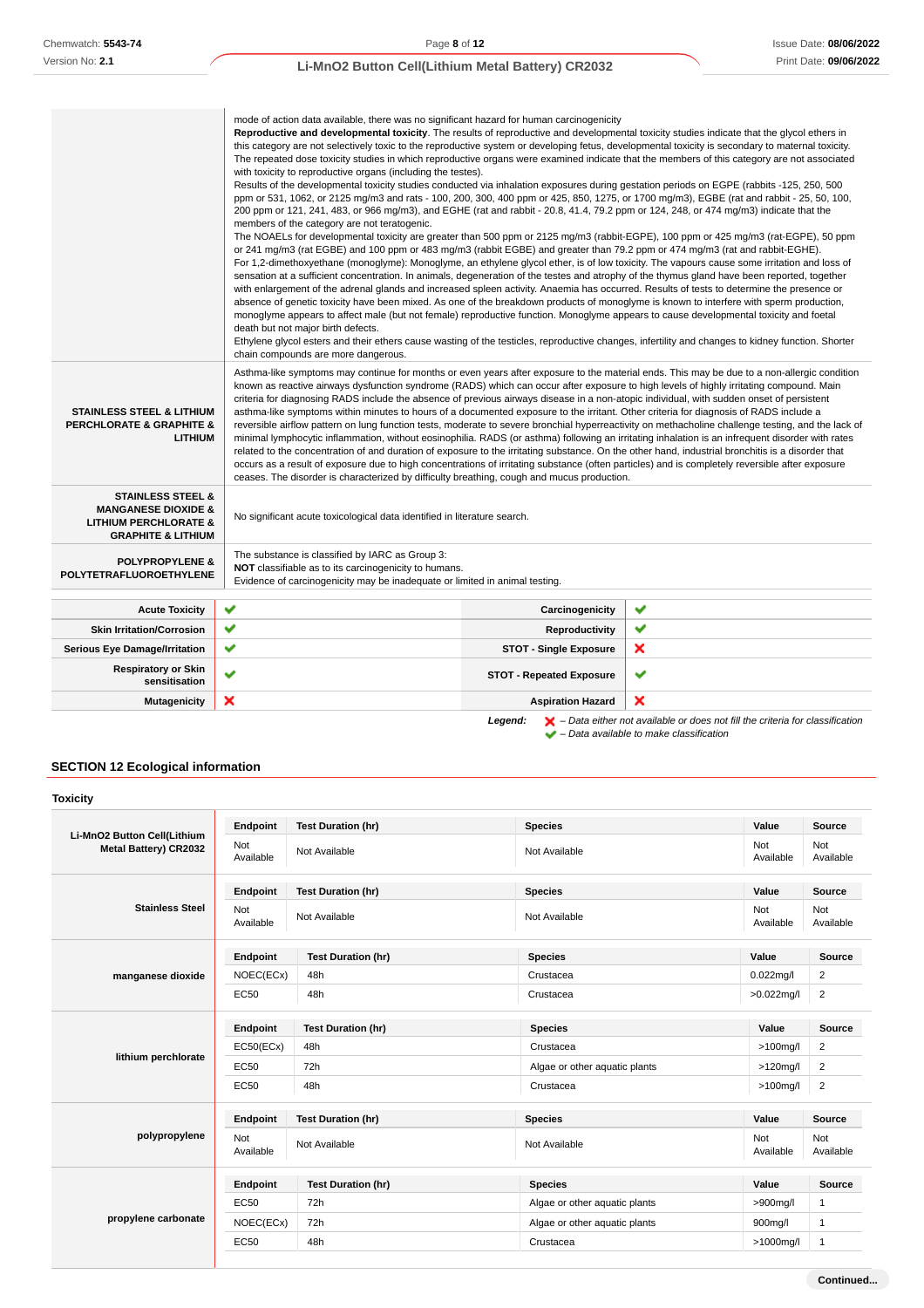| | |
|---|---|
| | mode of action data available, there was no significant hazard for human carcinogenicity **Reproductive and developmental toxicity**. The results of reproductive and developmental toxicity studies indicate that the glycol ethers in this category are not selectively toxic to the reproductive system or developing fetus, developmental toxicity is secondary to maternal toxicity. The repeated dose toxicity studies in which reproductive organs were examined indicate that the members of this category are not associated with toxicity to reproductive organs (including the testes). Results of the developmental toxicity studies conducted via inhalation exposures during gestation periods on EGPE (rabbits -125, 250, 500 ppm or 531, 1062, or 2125 mg/m3 and rats - 100, 200, 300, 400 ppm or 425, 850, 1275, or 1700 mg/m3), EGBE (rat and rabbit - 25, 50, 100, 200 ppm or 121, 241, 483, or 966 mg/m3), and EGHE (rat and rabbit - 20.8, 41.4, 79.2 ppm or 124, 248, or 474 mg/m3) indicate that the members of the category are not teratogenic. The NOAELs for developmental toxicity are greater than 500 ppm or 2125 mg/m3 (rabbit-EGPE), 100 ppm or 425 mg/m3 (rat-EGPE), 50 ppm or 241 mg/m3 (rat EGBE) and 100 ppm or 483 mg/m3 (rabbit EGBE) and greater than 79.2 ppm or 474 mg/m3 (rat and rabbit-EGHE). For 1,2-dimethoxyethane (monoglyme): Monoglyme, an ethylene glycol ether, is of low toxicity. The vapours cause some irritation and loss of sensation at a sufficient concentration. In animals, degeneration of the testes and atrophy of the thymus gland have been reported, together with enlargement of the adrenal glands and increased spleen activity. Anaemia has occurred. Results of tests to determine the presence or absence of genetic toxicity have been mixed. As one of the breakdown products of monoglyme is known to interfere with sperm production, monoglyme appears to affect male (but not female) reproductive function. Monoglyme appears to cause developmental toxicity and foetal death but not major birth defects. Ethylene glycol esters and their ethers cause wasting of the testicles, reproductive changes, infertility and changes to kidney function. Shorter chain compounds are more dangerous. |
| **STAINLESS STEEL & LITHIUM PERCHLORATE & GRAPHITE & LITHIUM** | Asthma-like symptoms may continue for months or even years after exposure to the material ends. This may be due to a non-allergic condition known as reactive airways dysfunction syndrome (RADS) which can occur after exposure to high levels of highly irritating compound. Main criteria for diagnosing RADS include the absence of previous airways disease in a non-atopic individual, with sudden onset of persistent asthma-like symptoms within minutes to hours of a documented exposure to the irritant. Other criteria for diagnosis of RADS include a reversible airflow pattern on lung function tests, moderate to severe bronchial hyperreactivity on methacholine challenge testing, and the lack of minimal lymphocytic inflammation, without eosinophilia. RADS (or asthma) following an irritating inhalation is an infrequent disorder with rates related to the concentration of and duration of exposure to the irritating substance. On the other hand, industrial bronchitis is a disorder that occurs as a result of exposure due to high concentrations of irritating substance (often particles) and is completely reversible after exposure ceases. The disorder is characterized by difficulty breathing, cough and mucus production. |
| **STAINLESS STEEL & MANGANESE DIOXIDE & LITHIUM PERCHLORATE & GRAPHITE & LITHIUM** | No significant acute toxicological data identified in literature search. |
| **POLYPROPYLENE & POLYTETRAFLUOROETHYLENE** | The substance is classified by IARC as Group 3: **NOT** classifiable as to its carcinogenicity to humans. Evidence of carcinogenicity may be inadequate or limited in animal testing. |

| | | | |
|---|---|---|---|
| **Acute Toxicity** | ✔ | **Carcinogenicity** | ✔ |
| **Skin Irritation/Corrosion** | ✔ | **Reproductivity** | ✔ |
| **Serious Eye Damage/Irritation** | ✔ | **STOT - Single Exposure** | ✘ |
| **Respiratory or Skin sensitisation** | ✔ | **STOT - Repeated Exposure** | ✔ |
| **Mutagenicity** | ✘ | **Aspiration Hazard** | ✘ |

***Legend:*** *✘ – Data either not available or does not fill the criteria for classification*
*✔ – Data available to make classification*

## SECTION 12 Ecological information

### Toxicity

| | Endpoint | Test Duration (hr) | Species | Value | Source |
|---|---|---|---|---|---|
| **Li-MnO2 Button Cell(Lithium Metal Battery) CR2032** | Not Available | Not Available | Not Available | Not Available | Not Available |
| **Stainless Steel** | Not Available | Not Available | Not Available | Not Available | Not Available |
| **manganese dioxide** | NOEC(ECx) | 48h | Crustacea | 0.022mg/l | 2 |
| | EC50 | 48h | Crustacea | >0.022mg/l | 2 |
| **lithium perchlorate** | EC50(ECx) | 48h | Crustacea | >100mg/l | 2 |
| | EC50 | 72h | Algae or other aquatic plants | >120mg/l | 2 |
| | EC50 | 48h | Crustacea | >100mg/l | 2 |
| **polypropylene** | Not Available | Not Available | Not Available | Not Available | Not Available |
| **propylene carbonate** | EC50 | 72h | Algae or other aquatic plants | >900mg/l | 1 |
| | NOEC(ECx) | 72h | Algae or other aquatic plants | 900mg/l | 1 |
| | EC50 | 48h | Crustacea | >1000mg/l | 1 |

Continued...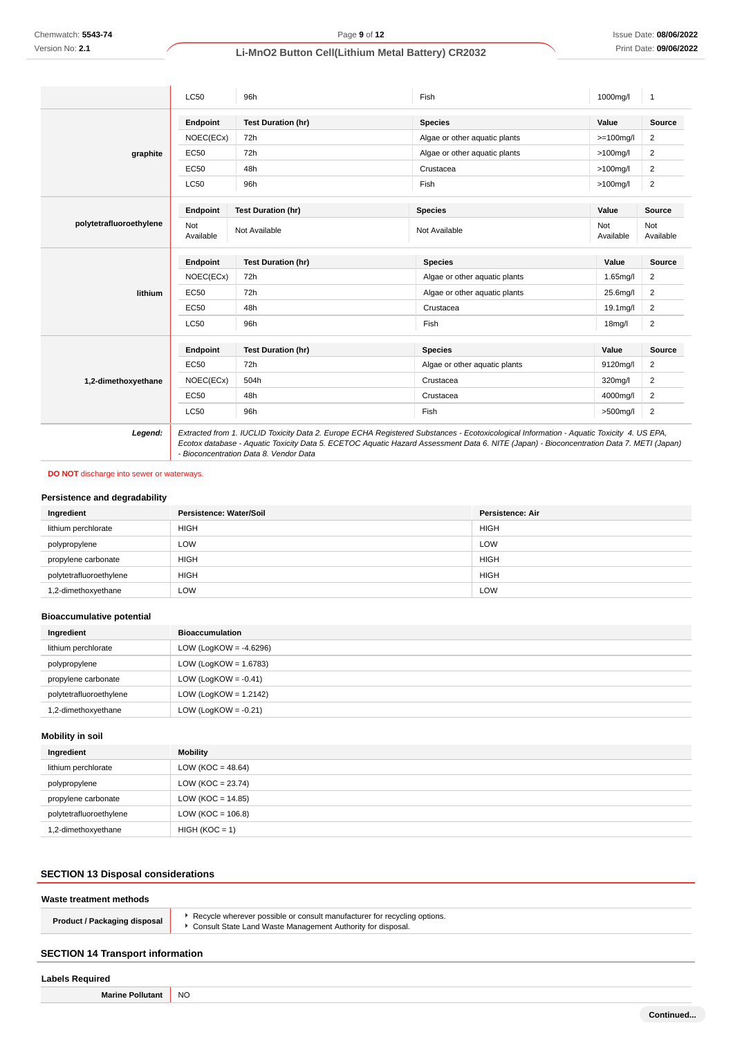| | | | | | |
|---|---|---|---|---|---|
| | LC50 | 96h | Fish | 1000mg/l | 1 |
| graphite | **Endpoint** | **Test Duration (hr)** | **Species** | **Value** | **Source** |
| | NOEC(ECx) | 72h | Algae or other aquatic plants | >=100mg/l | 2 |
| | EC50 | 72h | Algae or other aquatic plants | >100mg/l | 2 |
| | EC50 | 48h | Crustacea | >100mg/l | 2 |
| | LC50 | 96h | Fish | >100mg/l | 2 |
| polytetrafluoroethylene | **Endpoint** | **Test Duration (hr)** | **Species** | **Value** | **Source** |
| | Not Available | Not Available | Not Available | Not Available | Not Available |
| lithium | **Endpoint** | **Test Duration (hr)** | **Species** | **Value** | **Source** |
| | NOEC(ECx) | 72h | Algae or other aquatic plants | 1.65mg/l | 2 |
| | EC50 | 72h | Algae or other aquatic plants | 25.6mg/l | 2 |
| | EC50 | 48h | Crustacea | 19.1mg/l | 2 |
| | LC50 | 96h | Fish | 18mg/l | 2 |
| 1,2-dimethoxyethane | **Endpoint** | **Test Duration (hr)** | **Species** | **Value** | **Source** |
| | EC50 | 72h | Algae or other aquatic plants | 9120mg/l | 2 |
| | NOEC(ECx) | 504h | Crustacea | 320mg/l | 2 |
| | EC50 | 48h | Crustacea | 4000mg/l | 2 |
| | LC50 | 96h | Fish | >500mg/l | 2 |
| ***Legend:*** | *Extracted from 1. IUCLID Toxicity Data 2. Europe ECHA Registered Substances - Ecotoxicological Information - Aquatic Toxicity 4. US EPA, Ecotox database - Aquatic Toxicity Data 5. ECETOC Aquatic Hazard Assessment Data 6. NITE (Japan) - Bioconcentration Data 7. METI (Japan) - Bioconcentration Data 8. Vendor Data* | | | | |

**DO NOT** discharge into sewer or waterways.

### Persistence and degradability

| Ingredient | Persistence: Water/Soil | Persistence: Air |
|---|---|---|
| lithium perchlorate | HIGH | HIGH |
| polypropylene | LOW | LOW |
| propylene carbonate | HIGH | HIGH |
| polytetrafluoroethylene | HIGH | HIGH |
| 1,2-dimethoxyethane | LOW | LOW |

### Bioaccumulative potential

| Ingredient | Bioaccumulation |
|---|---|
| lithium perchlorate | LOW (LogKOW = -4.6296) |
| polypropylene | LOW (LogKOW = 1.6783) |
| propylene carbonate | LOW (LogKOW = -0.41) |
| polytetrafluoroethylene | LOW (LogKOW = 1.2142) |
| 1,2-dimethoxyethane | LOW (LogKOW = -0.21) |

### Mobility in soil

| Ingredient | Mobility |
|---|---|
| lithium perchlorate | LOW (KOC = 48.64) |
| polypropylene | LOW (KOC = 23.74) |
| propylene carbonate | LOW (KOC = 14.85) |
| polytetrafluoroethylene | LOW (KOC = 106.8) |
| 1,2-dimethoxyethane | HIGH (KOC = 1) |

## SECTION 13 Disposal considerations

### Waste treatment methods

| | |
|---|---|
| **Product / Packaging disposal** | ▸ Recycle wherever possible or consult manufacturer for recycling options.<br>▸ Consult State Land Waste Management Authority for disposal. |

## SECTION 14 Transport information

### Labels Required

| | |
|---|---|
| **Marine Pollutant** | NO |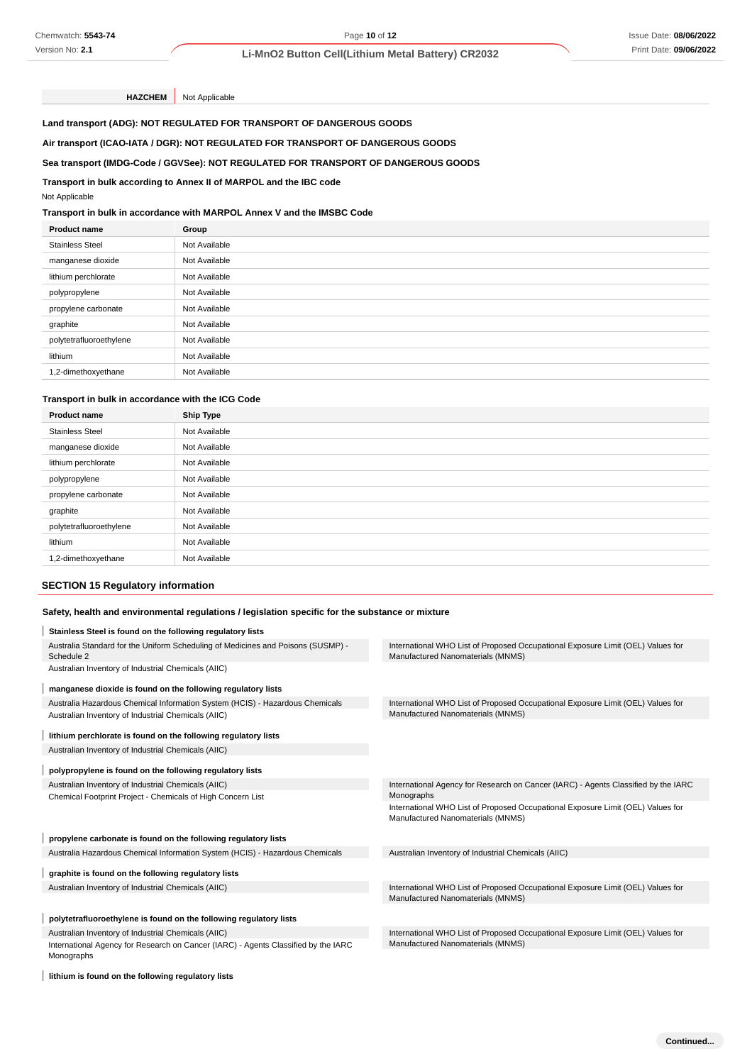| HAZCHEM | Not Applicable |
|---|---|

**Land transport (ADG): NOT REGULATED FOR TRANSPORT OF DANGEROUS GOODS**

**Air transport (ICAO-IATA / DGR): NOT REGULATED FOR TRANSPORT OF DANGEROUS GOODS**

**Sea transport (IMDG-Code / GGVSee): NOT REGULATED FOR TRANSPORT OF DANGEROUS GOODS**

**Transport in bulk according to Annex II of MARPOL and the IBC code**

Not Applicable

**Transport in bulk in accordance with MARPOL Annex V and the IMSBC Code**

| Product name | Group |
|---|---|
| Stainless Steel | Not Available |
| manganese dioxide | Not Available |
| lithium perchlorate | Not Available |
| polypropylene | Not Available |
| propylene carbonate | Not Available |
| graphite | Not Available |
| polytetrafluoroethylene | Not Available |
| lithium | Not Available |
| 1,2-dimethoxyethane | Not Available |

**Transport in bulk in accordance with the ICG Code**

| Product name | Ship Type |
|---|---|
| Stainless Steel | Not Available |
| manganese dioxide | Not Available |
| lithium perchlorate | Not Available |
| polypropylene | Not Available |
| propylene carbonate | Not Available |
| graphite | Not Available |
| polytetrafluoroethylene | Not Available |
| lithium | Not Available |
| 1,2-dimethoxyethane | Not Available |

## SECTION 15 Regulatory information

### Safety, health and environmental regulations / legislation specific for the substance or mixture

**Stainless Steel is found on the following regulatory lists**

- Australia Standard for the Uniform Scheduling of Medicines and Poisons (SUSMP) - Schedule 2
- Australian Inventory of Industrial Chemicals (AIIC)
- International WHO List of Proposed Occupational Exposure Limit (OEL) Values for Manufactured Nanomaterials (MNMS)

**manganese dioxide is found on the following regulatory lists**

- Australia Hazardous Chemical Information System (HCIS) - Hazardous Chemicals
- Australian Inventory of Industrial Chemicals (AIIC)
- International WHO List of Proposed Occupational Exposure Limit (OEL) Values for Manufactured Nanomaterials (MNMS)

**lithium perchlorate is found on the following regulatory lists**

- Australian Inventory of Industrial Chemicals (AIIC)

**polypropylene is found on the following regulatory lists**

- Australian Inventory of Industrial Chemicals (AIIC)
- Chemical Footprint Project - Chemicals of High Concern List
- International Agency for Research on Cancer (IARC) - Agents Classified by the IARC Monographs
- International WHO List of Proposed Occupational Exposure Limit (OEL) Values for Manufactured Nanomaterials (MNMS)

**propylene carbonate is found on the following regulatory lists**

- Australia Hazardous Chemical Information System (HCIS) - Hazardous Chemicals
- Australian Inventory of Industrial Chemicals (AIIC)

**graphite is found on the following regulatory lists**

- Australian Inventory of Industrial Chemicals (AIIC)
- International WHO List of Proposed Occupational Exposure Limit (OEL) Values for Manufactured Nanomaterials (MNMS)

**polytetrafluoroethylene is found on the following regulatory lists**

- Australian Inventory of Industrial Chemicals (AIIC)
- International Agency for Research on Cancer (IARC) - Agents Classified by the IARC Monographs
- International WHO List of Proposed Occupational Exposure Limit (OEL) Values for Manufactured Nanomaterials (MNMS)

**lithium is found on the following regulatory lists**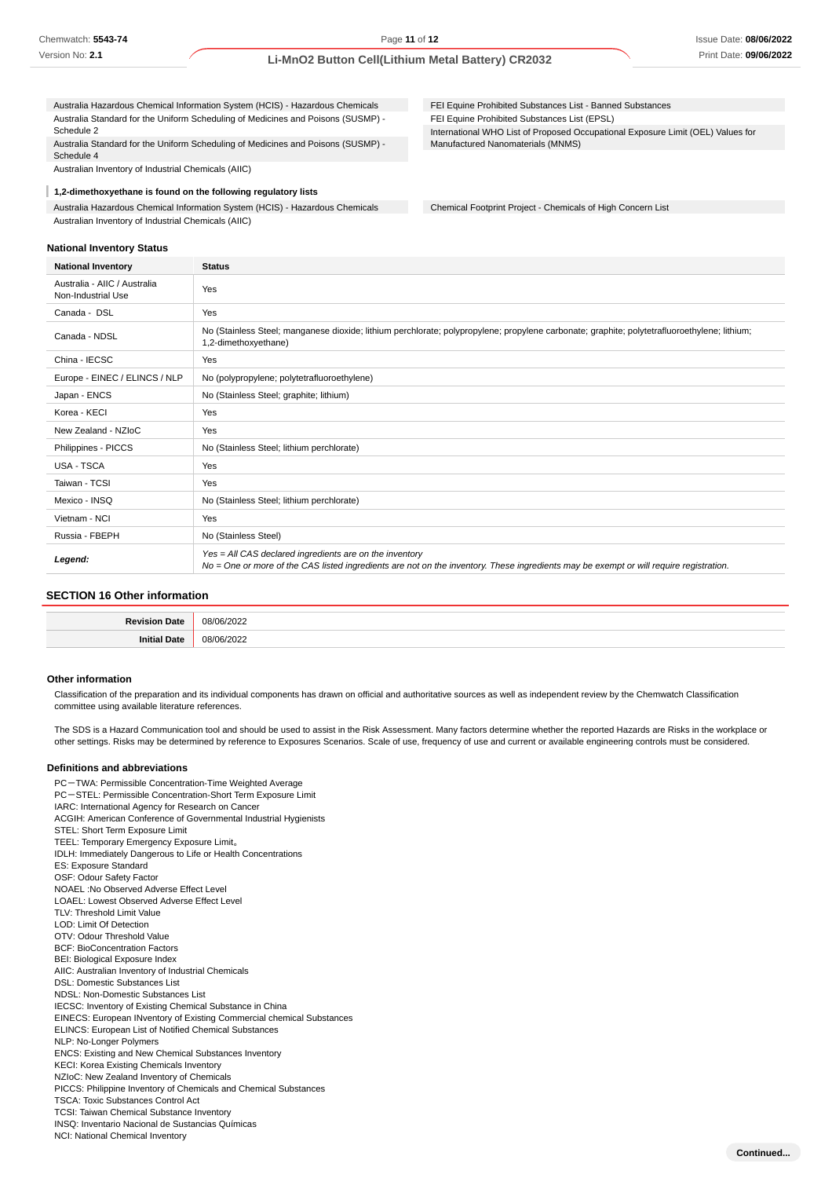| | |
|---|---|
| Australia Hazardous Chemical Information System (HCIS) - Hazardous Chemicals | FEI Equine Prohibited Substances List - Banned Substances |
| Australia Standard for the Uniform Scheduling of Medicines and Poisons (SUSMP) - Schedule 2 | FEI Equine Prohibited Substances List (EPSL) |
| Australia Standard for the Uniform Scheduling of Medicines and Poisons (SUSMP) - Schedule 4 | International WHO List of Proposed Occupational Exposure Limit (OEL) Values for Manufactured Nanomaterials (MNMS) |
| Australian Inventory of Industrial Chemicals (AIIC) | |

**1,2-dimethoxyethane is found on the following regulatory lists**

| | |
|---|---|
| Australia Hazardous Chemical Information System (HCIS) - Hazardous Chemicals | Chemical Footprint Project - Chemicals of High Concern List |
| Australian Inventory of Industrial Chemicals (AIIC) | |

**National Inventory Status**

| National Inventory | Status |
|---|---|
| Australia - AIIC / Australia Non-Industrial Use | Yes |
| Canada - DSL | Yes |
| Canada - NDSL | No (Stainless Steel; manganese dioxide; lithium perchlorate; polypropylene; propylene carbonate; graphite; polytetrafluoroethylene; lithium; 1,2-dimethoxyethane) |
| China - IECSC | Yes |
| Europe - EINEC / ELINCS / NLP | No (polypropylene; polytetrafluoroethylene) |
| Japan - ENCS | No (Stainless Steel; graphite; lithium) |
| Korea - KECI | Yes |
| New Zealand - NZIoC | Yes |
| Philippines - PICCS | No (Stainless Steel; lithium perchlorate) |
| USA - TSCA | Yes |
| Taiwan - TCSI | Yes |
| Mexico - INSQ | No (Stainless Steel; lithium perchlorate) |
| Vietnam - NCI | Yes |
| Russia - FBEPH | No (Stainless Steel) |
| ***Legend:*** | *Yes = All CAS declared ingredients are on the inventory*<br>*No = One or more of the CAS listed ingredients are not on the inventory. These ingredients may be exempt or will require registration.* |

## SECTION 16 Other information

| | |
|---|---|
| **Revision Date** | 08/06/2022 |
| **Initial Date** | 08/06/2022 |

### Other information

Classification of the preparation and its individual components has drawn on official and authoritative sources as well as independent review by the Chemwatch Classification committee using available literature references.

The SDS is a Hazard Communication tool and should be used to assist in the Risk Assessment. Many factors determine whether the reported Hazards are Risks in the workplace or other settings. Risks may be determined by reference to Exposures Scenarios. Scale of use, frequency of use and current or available engineering controls must be considered.

### Definitions and abbreviations

PC－TWA: Permissible Concentration-Time Weighted Average
PC－STEL: Permissible Concentration-Short Term Exposure Limit
IARC: International Agency for Research on Cancer
ACGIH: American Conference of Governmental Industrial Hygienists
STEL: Short Term Exposure Limit
TEEL: Temporary Emergency Exposure Limit。
IDLH: Immediately Dangerous to Life or Health Concentrations
ES: Exposure Standard
OSF: Odour Safety Factor
NOAEL :No Observed Adverse Effect Level
LOAEL: Lowest Observed Adverse Effect Level
TLV: Threshold Limit Value
LOD: Limit Of Detection
OTV: Odour Threshold Value
BCF: BioConcentration Factors
BEI: Biological Exposure Index
AIIC: Australian Inventory of Industrial Chemicals
DSL: Domestic Substances List
NDSL: Non-Domestic Substances List
IECSC: Inventory of Existing Chemical Substance in China
EINECS: European INventory of Existing Commercial chemical Substances
ELINCS: European List of Notified Chemical Substances
NLP: No-Longer Polymers
ENCS: Existing and New Chemical Substances Inventory
KECI: Korea Existing Chemicals Inventory
NZIoC: New Zealand Inventory of Chemicals
PICCS: Philippine Inventory of Chemicals and Chemical Substances
TSCA: Toxic Substances Control Act
TCSI: Taiwan Chemical Substance Inventory
INSQ: Inventario Nacional de Sustancias Químicas
NCI: National Chemical Inventory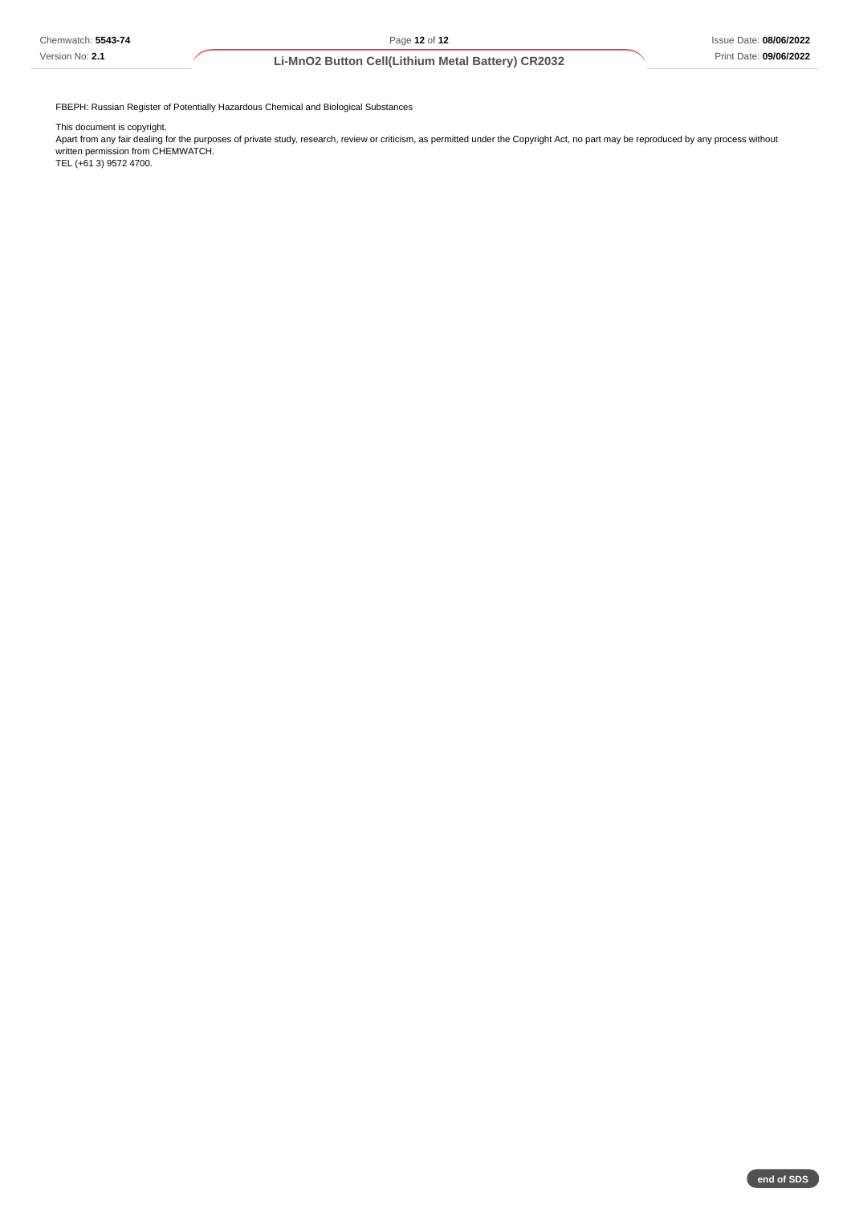FBEPH: Russian Register of Potentially Hazardous Chemical and Biological Substances

This document is copyright.
Apart from any fair dealing for the purposes of private study, research, review or criticism, as permitted under the Copyright Act, no part may be reproduced by any process without written permission from CHEMWATCH.
TEL (+61 3) 9572 4700.

**end of SDS**